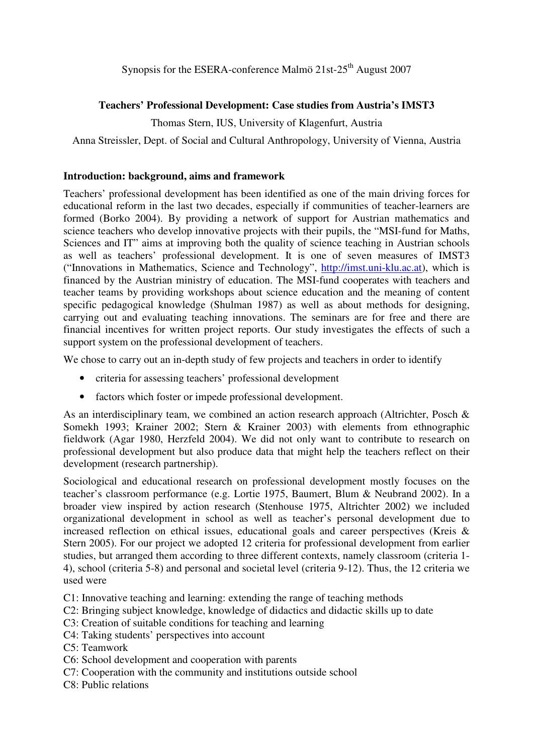Synopsis for the ESERA-conference Malmö 21st-25th August 2007

**Teachers' Professional Development: Case studies from Austria's IMST3**

Thomas Stern, IUS, University of Klagenfurt, Austria

Anna Streissler, Dept. of Social and Cultural Anthropology, University of Vienna, Austria

## Introduction: background, aims and framework

Teachers' professional development has been identified as one of the main driving forces for educational reform in the last two decades, especially if communities of teacher-learners are formed (Borko 2004). By providing a network of support for Austrian mathematics and science teachers who develop innovative projects with their pupils, the "MSI-fund for Maths, Sciences and IT" aims at improving both the quality of science teaching in Austrian schools as well as teachers' professional development. It is one of seven measures of IMST3 ("Innovations in Mathematics, Science and Technology", http://imst.uni-klu.ac.at), which is financed by the Austrian ministry of education. The MSI-fund cooperates with teachers and teacher teams by providing workshops about science education and the meaning of content specific pedagogical knowledge (Shulman 1987) as well as about methods for designing, carrying out and evaluating teaching innovations. The seminars are for free and there are financial incentives for written project reports. Our study investigates the effects of such a support system on the professional development of teachers.

We chose to carry out an in-depth study of few projects and teachers in order to identify

- criteria for assessing teachers' professional development
- factors which foster or impede professional development.

As an interdisciplinary team, we combined an action research approach (Altrichter, Posch & Somekh 1993; Krainer 2002; Stern & Krainer 2003) with elements from ethnographic fieldwork (Agar 1980, Herzfeld 2004). We did not only want to contribute to research on professional development but also produce data that might help the teachers reflect on their development (research partnership).

Sociological and educational research on professional development mostly focuses on the teacher's classroom performance (e.g. Lortie 1975, Baumert, Blum & Neubrand 2002). In a broader view inspired by action research (Stenhouse 1975, Altrichter 2002) we included organizational development in school as well as teacher's personal development due to increased reflection on ethical issues, educational goals and career perspectives (Kreis & Stern 2005). For our project we adopted 12 criteria for professional development from earlier studies, but arranged them according to three different contexts, namely classroom (criteria 1-4), school (criteria 5-8) and personal and societal level (criteria 9-12). Thus, the 12 criteria we used were

C1: Innovative teaching and learning: extending the range of teaching methods
C2: Bringing subject knowledge, knowledge of didactics and didactic skills up to date
C3: Creation of suitable conditions for teaching and learning
C4: Taking students' perspectives into account
C5: Teamwork
C6: School development and cooperation with parents
C7: Cooperation with the community and institutions outside school
C8: Public relations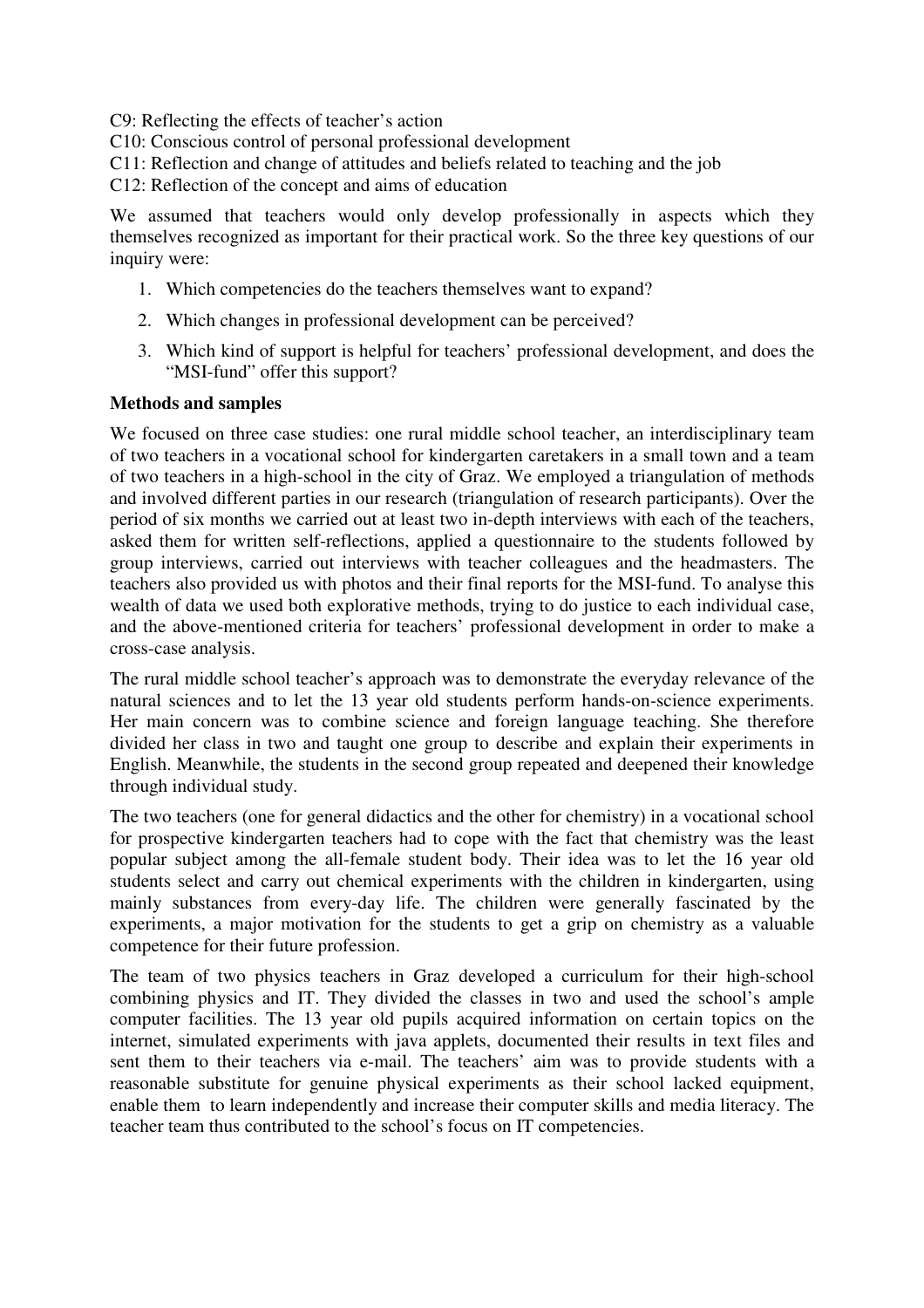C9: Reflecting the effects of teacher's action

C10: Conscious control of personal professional development

C11: Reflection and change of attitudes and beliefs related to teaching and the job

C12: Reflection of the concept and aims of education

We assumed that teachers would only develop professionally in aspects which they themselves recognized as important for their practical work. So the three key questions of our inquiry were:

1. Which competencies do the teachers themselves want to expand?
2. Which changes in professional development can be perceived?
3. Which kind of support is helpful for teachers' professional development, and does the "MSI-fund" offer this support?

**Methods and samples**

We focused on three case studies: one rural middle school teacher, an interdisciplinary team of two teachers in a vocational school for kindergarten caretakers in a small town and a team of two teachers in a high-school in the city of Graz. We employed a triangulation of methods and involved different parties in our research (triangulation of research participants). Over the period of six months we carried out at least two in-depth interviews with each of the teachers, asked them for written self-reflections, applied a questionnaire to the students followed by group interviews, carried out interviews with teacher colleagues and the headmasters. The teachers also provided us with photos and their final reports for the MSI-fund. To analyse this wealth of data we used both explorative methods, trying to do justice to each individual case, and the above-mentioned criteria for teachers' professional development in order to make a cross-case analysis.

The rural middle school teacher's approach was to demonstrate the everyday relevance of the natural sciences and to let the 13 year old students perform hands-on-science experiments. Her main concern was to combine science and foreign language teaching. She therefore divided her class in two and taught one group to describe and explain their experiments in English. Meanwhile, the students in the second group repeated and deepened their knowledge through individual study.

The two teachers (one for general didactics and the other for chemistry) in a vocational school for prospective kindergarten teachers had to cope with the fact that chemistry was the least popular subject among the all-female student body. Their idea was to let the 16 year old students select and carry out chemical experiments with the children in kindergarten, using mainly substances from every-day life. The children were generally fascinated by the experiments, a major motivation for the students to get a grip on chemistry as a valuable competence for their future profession.

The team of two physics teachers in Graz developed a curriculum for their high-school combining physics and IT. They divided the classes in two and used the school's ample computer facilities. The 13 year old pupils acquired information on certain topics on the internet, simulated experiments with java applets, documented their results in text files and sent them to their teachers via e-mail. The teachers' aim was to provide students with a reasonable substitute for genuine physical experiments as their school lacked equipment, enable them to learn independently and increase their computer skills and media literacy. The teacher team thus contributed to the school's focus on IT competencies.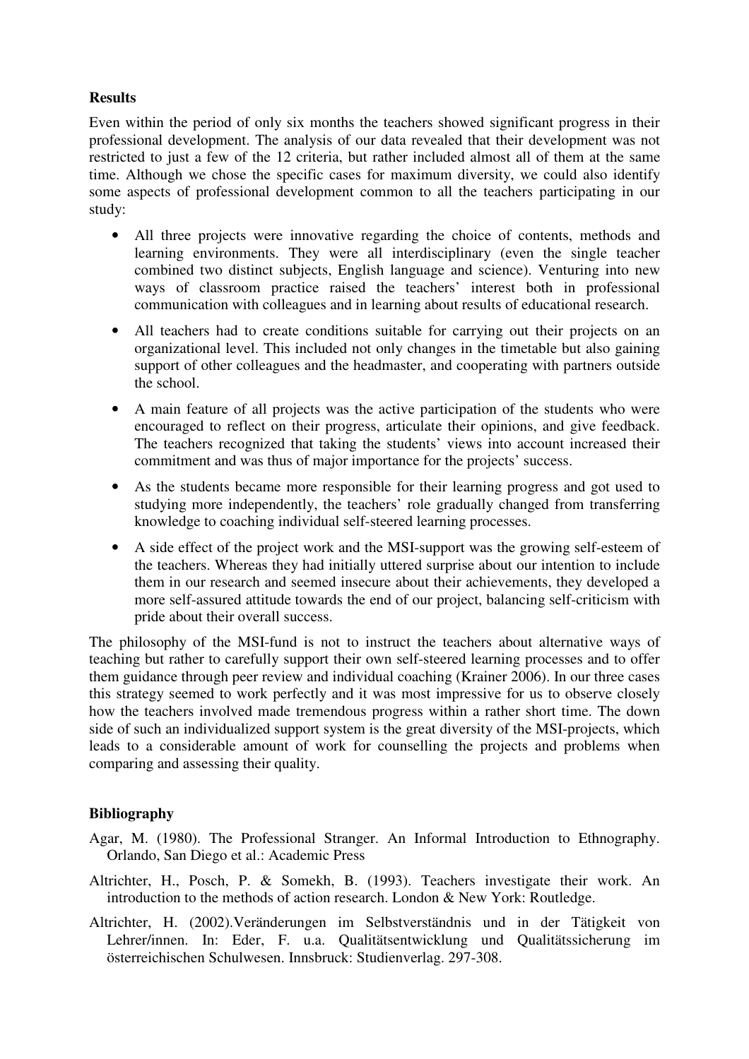## Results

Even within the period of only six months the teachers showed significant progress in their professional development. The analysis of our data revealed that their development was not restricted to just a few of the 12 criteria, but rather included almost all of them at the same time. Although we chose the specific cases for maximum diversity, we could also identify some aspects of professional development common to all the teachers participating in our study:

- All three projects were innovative regarding the choice of contents, methods and learning environments. They were all interdisciplinary (even the single teacher combined two distinct subjects, English language and science). Venturing into new ways of classroom practice raised the teachers' interest both in professional communication with colleagues and in learning about results of educational research.
- All teachers had to create conditions suitable for carrying out their projects on an organizational level. This included not only changes in the timetable but also gaining support of other colleagues and the headmaster, and cooperating with partners outside the school.
- A main feature of all projects was the active participation of the students who were encouraged to reflect on their progress, articulate their opinions, and give feedback. The teachers recognized that taking the students' views into account increased their commitment and was thus of major importance for the projects' success.
- As the students became more responsible for their learning progress and got used to studying more independently, the teachers' role gradually changed from transferring knowledge to coaching individual self-steered learning processes.
- A side effect of the project work and the MSI-support was the growing self-esteem of the teachers. Whereas they had initially uttered surprise about our intention to include them in our research and seemed insecure about their achievements, they developed a more self-assured attitude towards the end of our project, balancing self-criticism with pride about their overall success.

The philosophy of the MSI-fund is not to instruct the teachers about alternative ways of teaching but rather to carefully support their own self-steered learning processes and to offer them guidance through peer review and individual coaching (Krainer 2006). In our three cases this strategy seemed to work perfectly and it was most impressive for us to observe closely how the teachers involved made tremendous progress within a rather short time. The down side of such an individualized support system is the great diversity of the MSI-projects, which leads to a considerable amount of work for counselling the projects and problems when comparing and assessing their quality.

## Bibliography

Agar, M. (1980). The Professional Stranger. An Informal Introduction to Ethnography. Orlando, San Diego et al.: Academic Press

Altrichter, H., Posch, P. & Somekh, B. (1993). Teachers investigate their work. An introduction to the methods of action research. London & New York: Routledge.

Altrichter, H. (2002).Veränderungen im Selbstverständnis und in der Tätigkeit von Lehrer/innen. In: Eder, F. u.a. Qualitätsentwicklung und Qualitätssicherung im österreichischen Schulwesen. Innsbruck: Studienverlag. 297-308.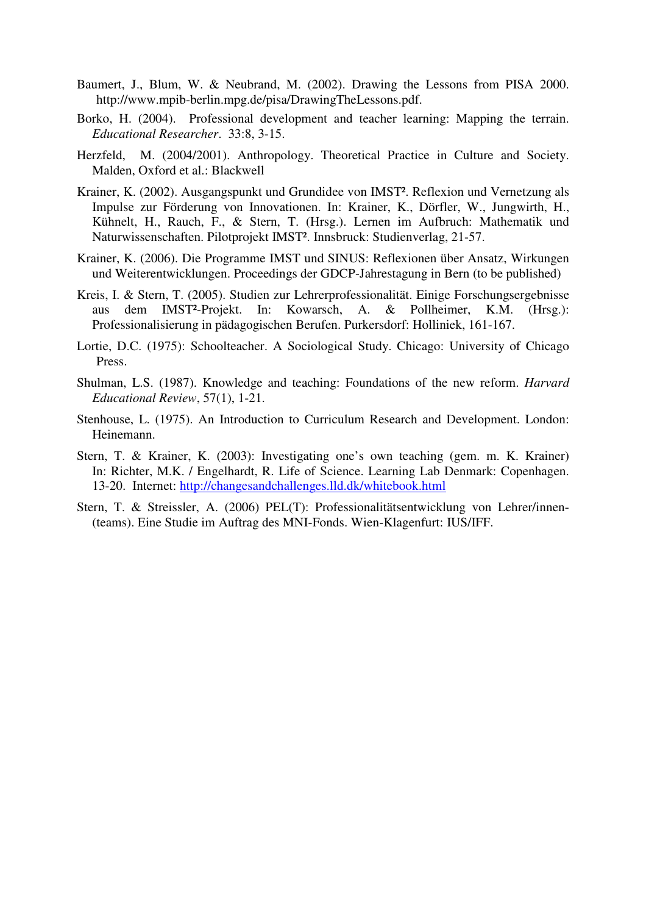Baumert, J., Blum, W. & Neubrand, M. (2002). Drawing the Lessons from PISA 2000. http://www.mpib-berlin.mpg.de/pisa/DrawingTheLessons.pdf.

Borko, H. (2004). Professional development and teacher learning: Mapping the terrain. *Educational Researcher*. 33:8, 3-15.

Herzfeld, M. (2004/2001). Anthropology. Theoretical Practice in Culture and Society. Malden, Oxford et al.: Blackwell

Krainer, K. (2002). Ausgangspunkt und Grundidee von IMST². Reflexion und Vernetzung als Impulse zur Förderung von Innovationen. In: Krainer, K., Dörfler, W., Jungwirth, H., Kühnelt, H., Rauch, F., & Stern, T. (Hrsg.). Lernen im Aufbruch: Mathematik und Naturwissenschaften. Pilotprojekt IMST². Innsbruck: Studienverlag, 21-57.

Krainer, K. (2006). Die Programme IMST und SINUS: Reflexionen über Ansatz, Wirkungen und Weiterentwicklungen. Proceedings der GDCP-Jahrestagung in Bern (to be published)

Kreis, I. & Stern, T. (2005). Studien zur Lehrerprofessionalität. Einige Forschungsergebnisse aus dem IMST²-Projekt. In: Kowarsch, A. & Pollheimer, K.M. (Hrsg.): Professionalisierung in pädagogischen Berufen. Purkersdorf: Holliniek, 161-167.

Lortie, D.C. (1975): Schoolteacher. A Sociological Study. Chicago: University of Chicago Press.

Shulman, L.S. (1987). Knowledge and teaching: Foundations of the new reform. *Harvard Educational Review*, 57(1), 1-21.

Stenhouse, L. (1975). An Introduction to Curriculum Research and Development. London: Heinemann.

Stern, T. & Krainer, K. (2003): Investigating one's own teaching (gem. m. K. Krainer) In: Richter, M.K. / Engelhardt, R. Life of Science. Learning Lab Denmark: Copenhagen. 13-20. Internet: http://changesandchallenges.lld.dk/whitebook.html

Stern, T. & Streissler, A. (2006) PEL(T): Professionalitätsentwicklung von Lehrer/innen-(teams). Eine Studie im Auftrag des MNI-Fonds. Wien-Klagenfurt: IUS/IFF.